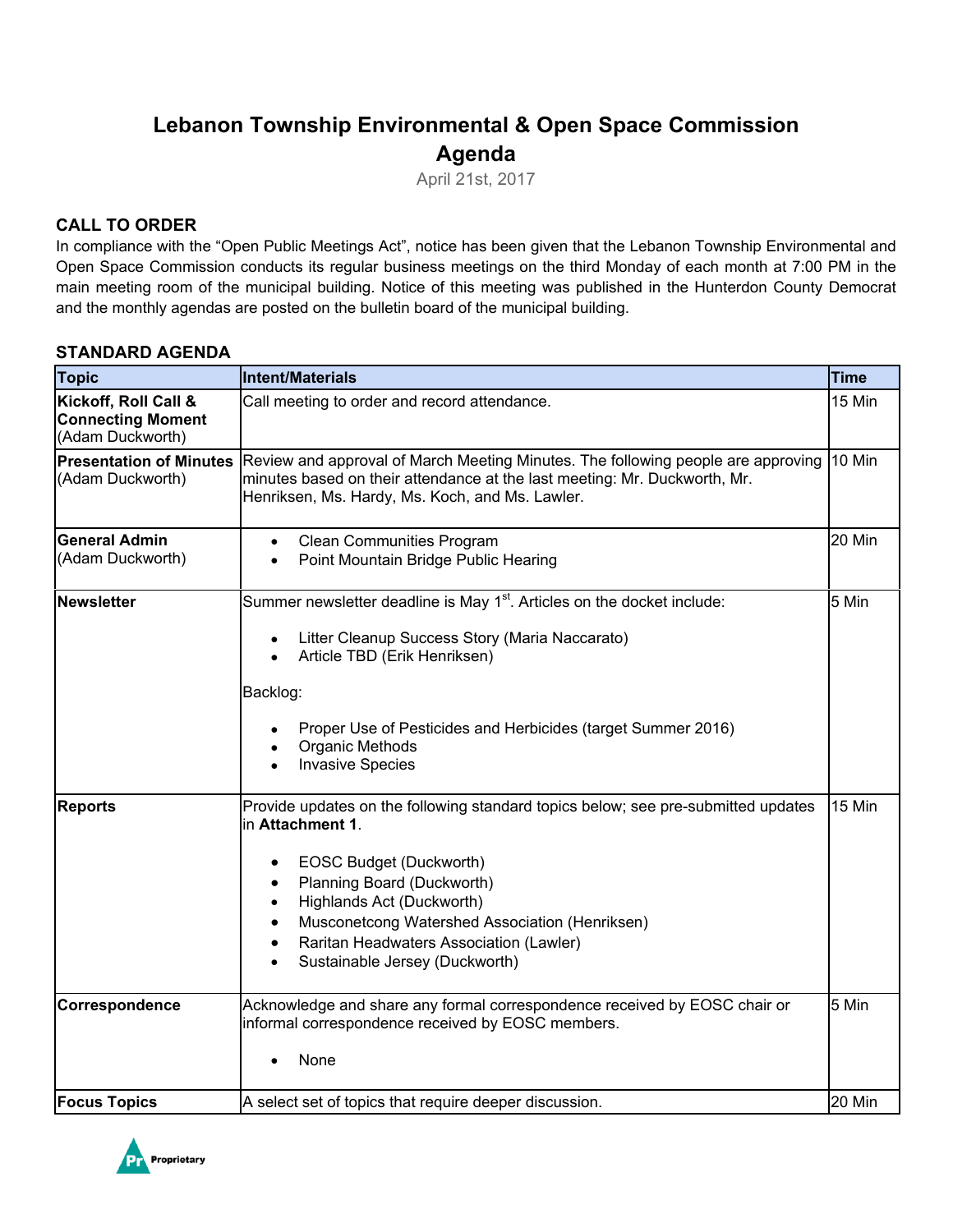# Lebanon Township Environmental & Open Space Commission Agenda

April 21st, 2017

## CALL TO ORDER

In compliance with the "Open Public Meetings Act", notice has been given that the Lebanon Township Environmental and Open Space Commission conducts its regular business meetings on the third Monday of each month at 7:00 PM in the main meeting room of the municipal building. Notice of this meeting was published in the Hunterdon County Democrat and the monthly agendas are posted on the bulletin board of the municipal building.

## STANDARD AGENDA

| Topic | Intent/Materials | Time |
| --- | --- | --- |
| **Kickoff, Roll Call & Connecting Moment** (Adam Duckworth) | Call meeting to order and record attendance. | 15 Min |
| **Presentation of Minutes** (Adam Duckworth) | Review and approval of March Meeting Minutes. The following people are approving minutes based on their attendance at the last meeting: Mr. Duckworth, Mr. Henriksen, Ms. Hardy, Ms. Koch, and Ms. Lawler. | 10 Min |
| **General Admin** (Adam Duckworth) | • Clean Communities Program<br>• Point Mountain Bridge Public Hearing | 20 Min |
| **Newsletter** | Summer newsletter deadline is May 1st. Articles on the docket include:<br>• Litter Cleanup Success Story (Maria Naccarato)<br>• Article TBD (Erik Henriksen)<br>Backlog:<br>• Proper Use of Pesticides and Herbicides (target Summer 2016)<br>• Organic Methods<br>• Invasive Species | 5 Min |
| **Reports** | Provide updates on the following standard topics below; see pre-submitted updates in **Attachment 1**.<br>• EOSC Budget (Duckworth)<br>• Planning Board (Duckworth)<br>• Highlands Act (Duckworth)<br>• Musconetcong Watershed Association (Henriksen)<br>• Raritan Headwaters Association (Lawler)<br>• Sustainable Jersey (Duckworth) | 15 Min |
| **Correspondence** | Acknowledge and share any formal correspondence received by EOSC chair or informal correspondence received by EOSC members.<br>• None | 5 Min |
| **Focus Topics** | A select set of topics that require deeper discussion. | 20 Min |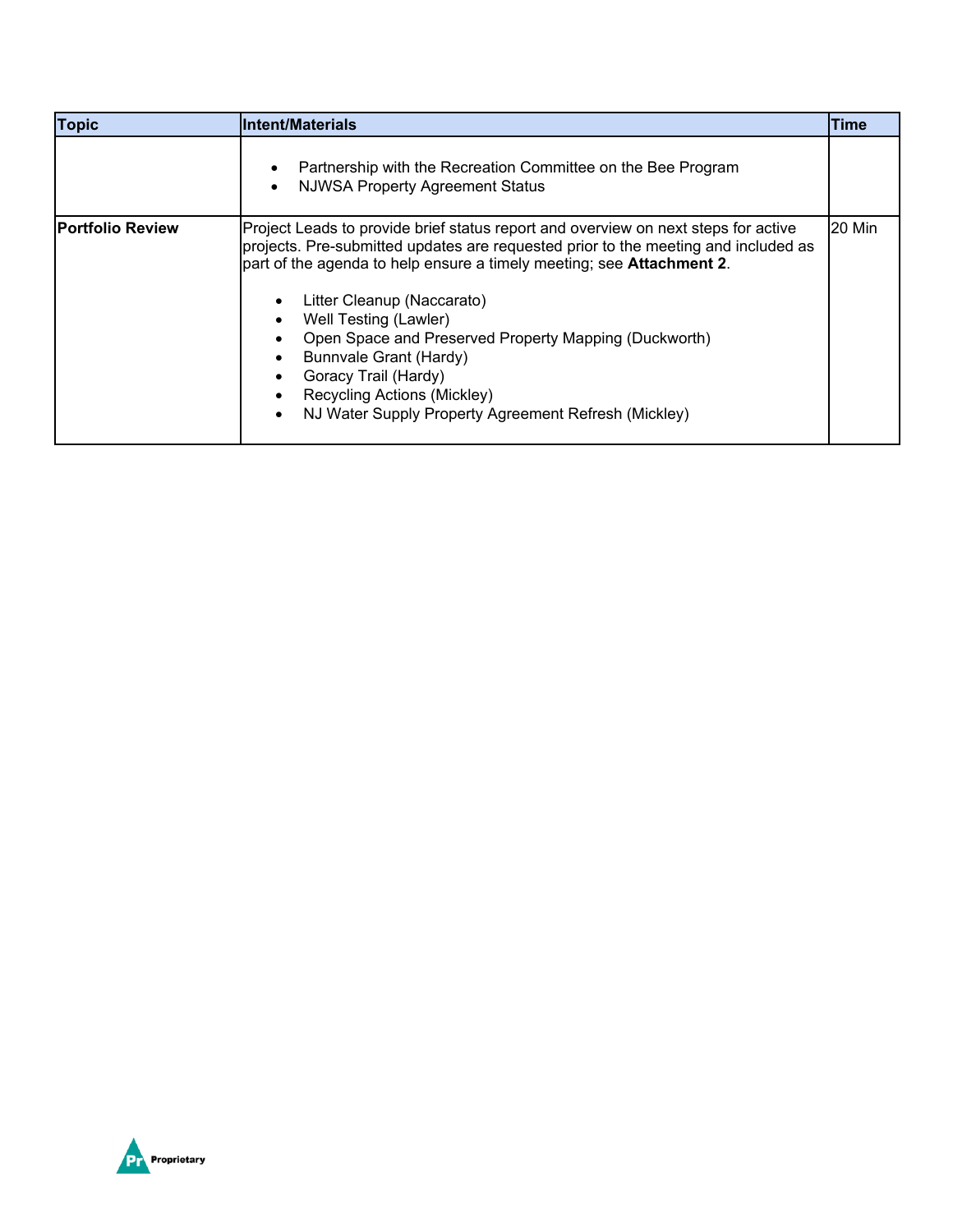| Topic | Intent/Materials | Time |
|---|---|---|
| | • Partnership with the Recreation Committee on the Bee Program<br>• NJWSA Property Agreement Status | |
| **Portfolio Review** | Project Leads to provide brief status report and overview on next steps for active projects. Pre-submitted updates are requested prior to the meeting and included as part of the agenda to help ensure a timely meeting; see **Attachment 2**.<br><br>• Litter Cleanup (Naccarato)<br>• Well Testing (Lawler)<br>• Open Space and Preserved Property Mapping (Duckworth)<br>• Bunnvale Grant (Hardy)<br>• Goracy Trail (Hardy)<br>• Recycling Actions (Mickley)<br>• NJ Water Supply Property Agreement Refresh (Mickley) | 20 Min |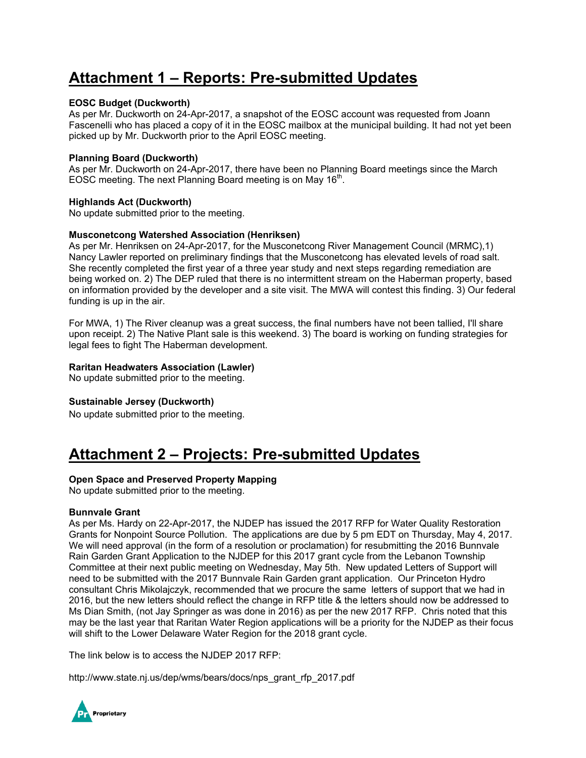# Attachment 1 – Reports: Pre-submitted Updates

**EOSC Budget (Duckworth)**
As per Mr. Duckworth on 24-Apr-2017, a snapshot of the EOSC account was requested from Joann Fascenelli who has placed a copy of it in the EOSC mailbox at the municipal building. It had not yet been picked up by Mr. Duckworth prior to the April EOSC meeting.

**Planning Board (Duckworth)**
As per Mr. Duckworth on 24-Apr-2017, there have been no Planning Board meetings since the March EOSC meeting. The next Planning Board meeting is on May 16th.

**Highlands Act (Duckworth)**
No update submitted prior to the meeting.

**Musconetcong Watershed Association (Henriksen)**
As per Mr. Henriksen on 24-Apr-2017, for the Musconetcong River Management Council (MRMC),1) Nancy Lawler reported on preliminary findings that the Musconetcong has elevated levels of road salt. She recently completed the first year of a three year study and next steps regarding remediation are being worked on. 2) The DEP ruled that there is no intermittent stream on the Haberman property, based on information provided by the developer and a site visit. The MWA will contest this finding. 3) Our federal funding is up in the air.

For MWA, 1) The River cleanup was a great success, the final numbers have not been tallied, I'll share upon receipt. 2) The Native Plant sale is this weekend. 3) The board is working on funding strategies for legal fees to fight The Haberman development.

**Raritan Headwaters Association (Lawler)**
No update submitted prior to the meeting.

**Sustainable Jersey (Duckworth)**
No update submitted prior to the meeting.

# Attachment 2 – Projects: Pre-submitted Updates

**Open Space and Preserved Property Mapping**
No update submitted prior to the meeting.

**Bunnvale Grant**
As per Ms. Hardy on 22-Apr-2017, the NJDEP has issued the 2017 RFP for Water Quality Restoration Grants for Nonpoint Source Pollution. The applications are due by 5 pm EDT on Thursday, May 4, 2017. We will need approval (in the form of a resolution or proclamation) for resubmitting the 2016 Bunnvale Rain Garden Grant Application to the NJDEP for this 2017 grant cycle from the Lebanon Township Committee at their next public meeting on Wednesday, May 5th. New updated Letters of Support will need to be submitted with the 2017 Bunnvale Rain Garden grant application. Our Princeton Hydro consultant Chris Mikolajczyk, recommended that we procure the same letters of support that we had in 2016, but the new letters should reflect the change in RFP title & the letters should now be addressed to Ms Dian Smith, (not Jay Springer as was done in 2016) as per the new 2017 RFP. Chris noted that this may be the last year that Raritan Water Region applications will be a priority for the NJDEP as their focus will shift to the Lower Delaware Water Region for the 2018 grant cycle.

The link below is to access the NJDEP 2017 RFP:

http://www.state.nj.us/dep/wms/bears/docs/nps_grant_rfp_2017.pdf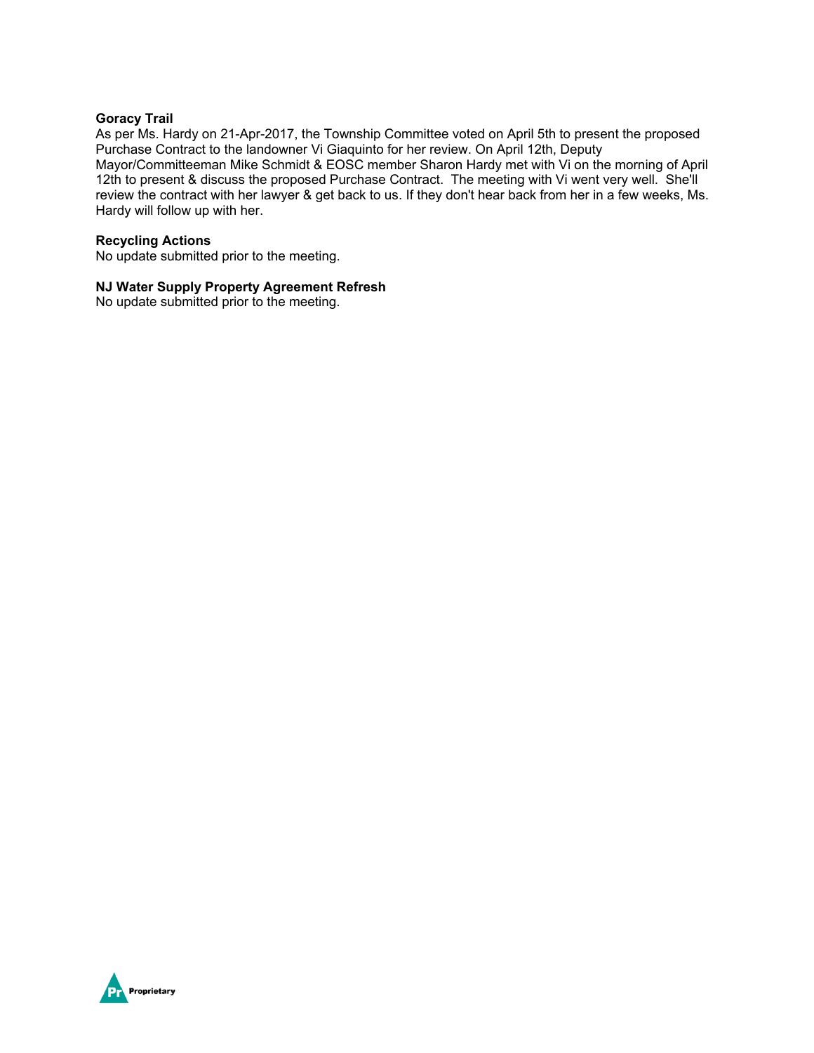**Goracy Trail**
As per Ms. Hardy on 21-Apr-2017, the Township Committee voted on April 5th to present the proposed Purchase Contract to the landowner Vi Giaquinto for her review. On April 12th, Deputy Mayor/Committeeman Mike Schmidt & EOSC member Sharon Hardy met with Vi on the morning of April 12th to present & discuss the proposed Purchase Contract. The meeting with Vi went very well. She'll review the contract with her lawyer & get back to us. If they don't hear back from her in a few weeks, Ms. Hardy will follow up with her.

**Recycling Actions**
No update submitted prior to the meeting.

**NJ Water Supply Property Agreement Refresh**
No update submitted prior to the meeting.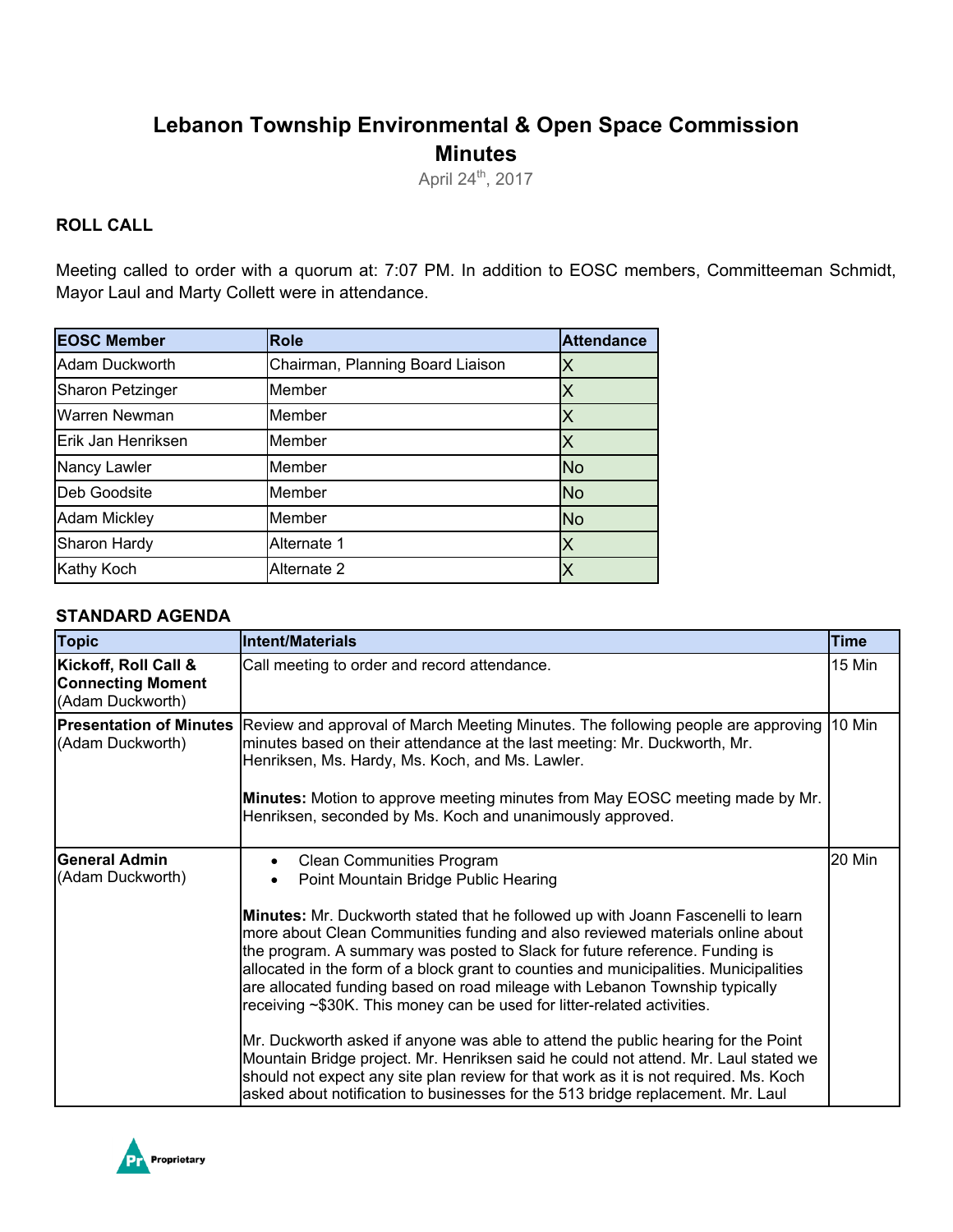# Lebanon Township Environmental & Open Space Commission
# Minutes

April 24th, 2017

### ROLL CALL

Meeting called to order with a quorum at: 7:07 PM. In addition to EOSC members, Committeeman Schmidt, Mayor Laul and Marty Collett were in attendance.

| EOSC Member | Role | Attendance |
|---|---|---|
| Adam Duckworth | Chairman, Planning Board Liaison | X |
| Sharon Petzinger | Member | X |
| Warren Newman | Member | X |
| Erik Jan Henriksen | Member | X |
| Nancy Lawler | Member | No |
| Deb Goodsite | Member | No |
| Adam Mickley | Member | No |
| Sharon Hardy | Alternate 1 | X |
| Kathy Koch | Alternate 2 | X |

### STANDARD AGENDA

| Topic | Intent/Materials | Time |
|---|---|---|
| **Kickoff, Roll Call & Connecting Moment** (Adam Duckworth) | Call meeting to order and record attendance. | 15 Min |
| **Presentation of Minutes** (Adam Duckworth) | Review and approval of March Meeting Minutes. The following people are approving minutes based on their attendance at the last meeting: Mr. Duckworth, Mr. Henriksen, Ms. Hardy, Ms. Koch, and Ms. Lawler.<br><br>**Minutes:** Motion to approve meeting minutes from May EOSC meeting made by Mr. Henriksen, seconded by Ms. Koch and unanimously approved. | 10 Min |
| **General Admin** (Adam Duckworth) | • Clean Communities Program<br>• Point Mountain Bridge Public Hearing<br><br>**Minutes:** Mr. Duckworth stated that he followed up with Joann Fascenelli to learn more about Clean Communities funding and also reviewed materials online about the program. A summary was posted to Slack for future reference. Funding is allocated in the form of a block grant to counties and municipalities. Municipalities are allocated funding based on road mileage with Lebanon Township typically receiving ~$30K. This money can be used for litter-related activities.<br><br>Mr. Duckworth asked if anyone was able to attend the public hearing for the Point Mountain Bridge project. Mr. Henriksen said he could not attend. Mr. Laul stated we should not expect any site plan review for that work as it is not required. Ms. Koch asked about notification to businesses for the 513 bridge replacement. Mr. Laul | 20 Min |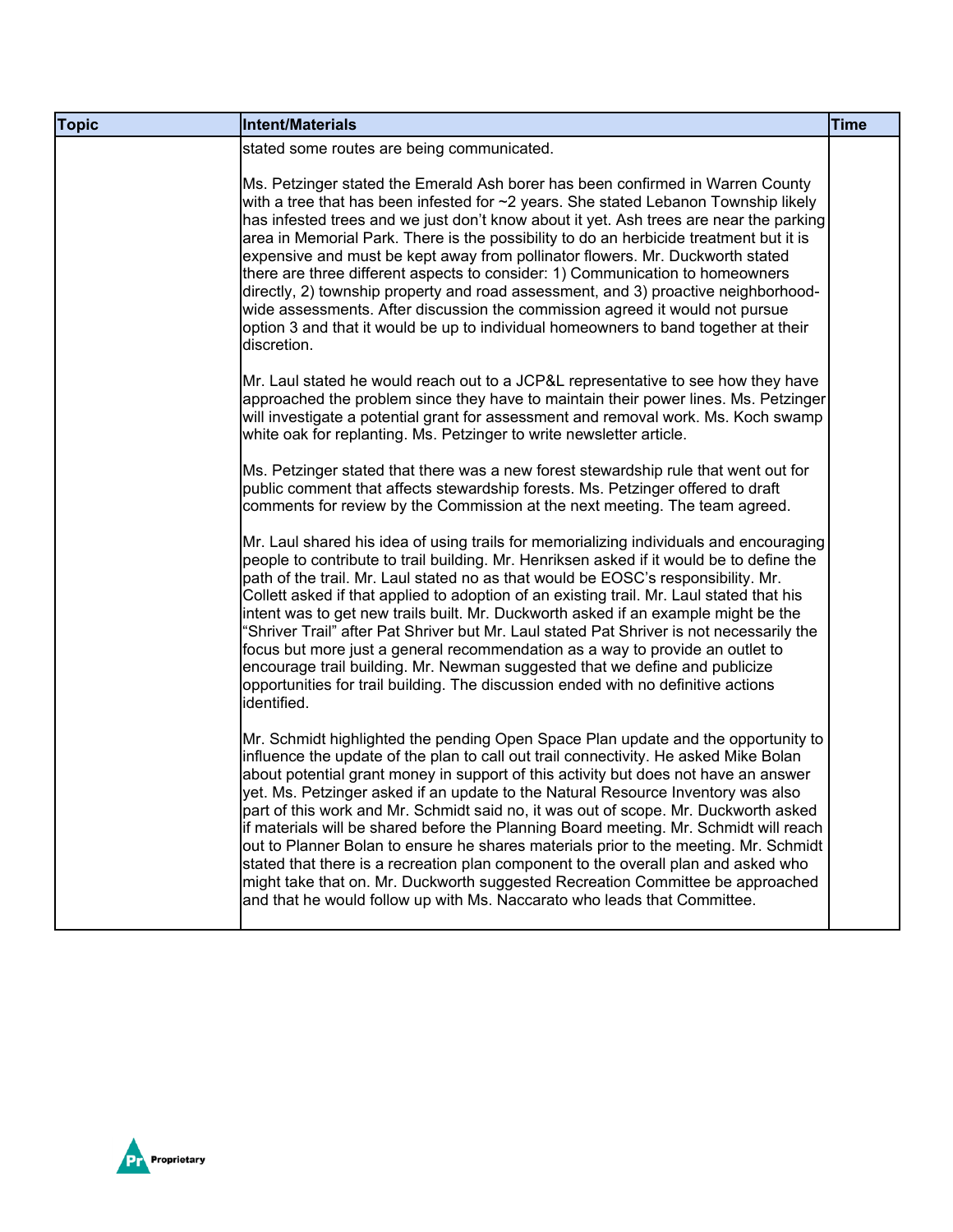| Topic | Intent/Materials | Time |
|---|---|---|
| | stated some routes are being communicated.<br><br>Ms. Petzinger stated the Emerald Ash borer has been confirmed in Warren County with a tree that has been infested for ~2 years. She stated Lebanon Township likely has infested trees and we just don't know about it yet. Ash trees are near the parking area in Memorial Park. There is the possibility to do an herbicide treatment but it is expensive and must be kept away from pollinator flowers. Mr. Duckworth stated there are three different aspects to consider: 1) Communication to homeowners directly, 2) township property and road assessment, and 3) proactive neighborhood-wide assessments. After discussion the commission agreed it would not pursue option 3 and that it would be up to individual homeowners to band together at their discretion.<br><br>Mr. Laul stated he would reach out to a JCP&L representative to see how they have approached the problem since they have to maintain their power lines. Ms. Petzinger will investigate a potential grant for assessment and removal work. Ms. Koch swamp white oak for replanting. Ms. Petzinger to write newsletter article.<br><br>Ms. Petzinger stated that there was a new forest stewardship rule that went out for public comment that affects stewardship forests. Ms. Petzinger offered to draft comments for review by the Commission at the next meeting. The team agreed.<br><br>Mr. Laul shared his idea of using trails for memorializing individuals and encouraging people to contribute to trail building. Mr. Henriksen asked if it would be to define the path of the trail. Mr. Laul stated no as that would be EOSC's responsibility. Mr. Collett asked if that applied to adoption of an existing trail. Mr. Laul stated that his intent was to get new trails built. Mr. Duckworth asked if an example might be the "Shriver Trail" after Pat Shriver but Mr. Laul stated Pat Shriver is not necessarily the focus but more just a general recommendation as a way to provide an outlet to encourage trail building. Mr. Newman suggested that we define and publicize opportunities for trail building. The discussion ended with no definitive actions identified.<br><br>Mr. Schmidt highlighted the pending Open Space Plan update and the opportunity to influence the update of the plan to call out trail connectivity. He asked Mike Bolan about potential grant money in support of this activity but does not have an answer yet. Ms. Petzinger asked if an update to the Natural Resource Inventory was also part of this work and Mr. Schmidt said no, it was out of scope. Mr. Duckworth asked if materials will be shared before the Planning Board meeting. Mr. Schmidt will reach out to Planner Bolan to ensure he shares materials prior to the meeting. Mr. Schmidt stated that there is a recreation plan component to the overall plan and asked who might take that on. Mr. Duckworth suggested Recreation Committee be approached and that he would follow up with Ms. Naccarato who leads that Committee. | |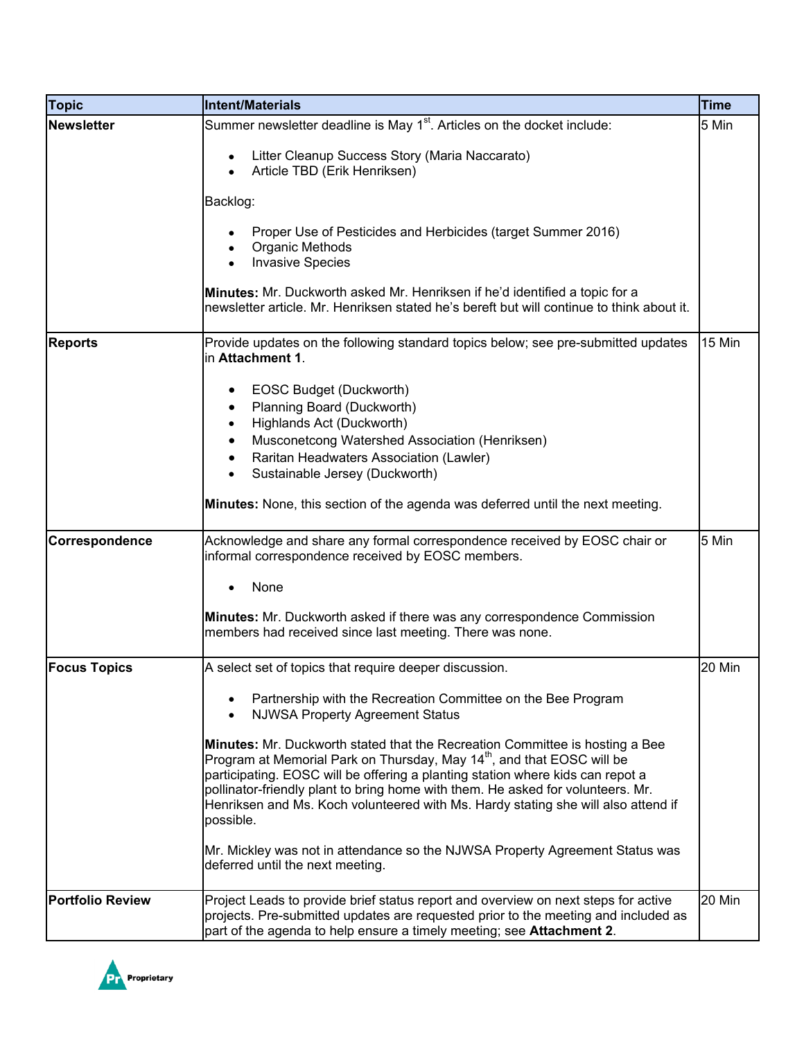| **Topic** | **Intent/Materials** | **Time** |
|---|---|---|
| **Newsletter** | Summer newsletter deadline is May 1st. Articles on the docket include:<br><br>• Litter Cleanup Success Story (Maria Naccarato)<br>• Article TBD (Erik Henriksen)<br><br>Backlog:<br><br>• Proper Use of Pesticides and Herbicides (target Summer 2016)<br>• Organic Methods<br>• Invasive Species<br><br>**Minutes:** Mr. Duckworth asked Mr. Henriksen if he'd identified a topic for a newsletter article. Mr. Henriksen stated he's bereft but will continue to think about it. | 5 Min |
| **Reports** | Provide updates on the following standard topics below; see pre-submitted updates in **Attachment 1**.<br><br>• EOSC Budget (Duckworth)<br>• Planning Board (Duckworth)<br>• Highlands Act (Duckworth)<br>• Musconetcong Watershed Association (Henriksen)<br>• Raritan Headwaters Association (Lawler)<br>• Sustainable Jersey (Duckworth)<br><br>**Minutes:** None, this section of the agenda was deferred until the next meeting. | 15 Min |
| **Correspondence** | Acknowledge and share any formal correspondence received by EOSC chair or informal correspondence received by EOSC members.<br><br>• None<br><br>**Minutes:** Mr. Duckworth asked if there was any correspondence Commission members had received since last meeting. There was none. | 5 Min |
| **Focus Topics** | A select set of topics that require deeper discussion.<br><br>• Partnership with the Recreation Committee on the Bee Program<br>• NJWSA Property Agreement Status<br><br>**Minutes:** Mr. Duckworth stated that the Recreation Committee is hosting a Bee Program at Memorial Park on Thursday, May 14th, and that EOSC will be participating. EOSC will be offering a planting station where kids can repot a pollinator-friendly plant to bring home with them. He asked for volunteers. Mr. Henriksen and Ms. Koch volunteered with Ms. Hardy stating she will also attend if possible.<br><br>Mr. Mickley was not in attendance so the NJWSA Property Agreement Status was deferred until the next meeting. | 20 Min |
| **Portfolio Review** | Project Leads to provide brief status report and overview on next steps for active projects. Pre-submitted updates are requested prior to the meeting and included as part of the agenda to help ensure a timely meeting; see **Attachment 2**. | 20 Min |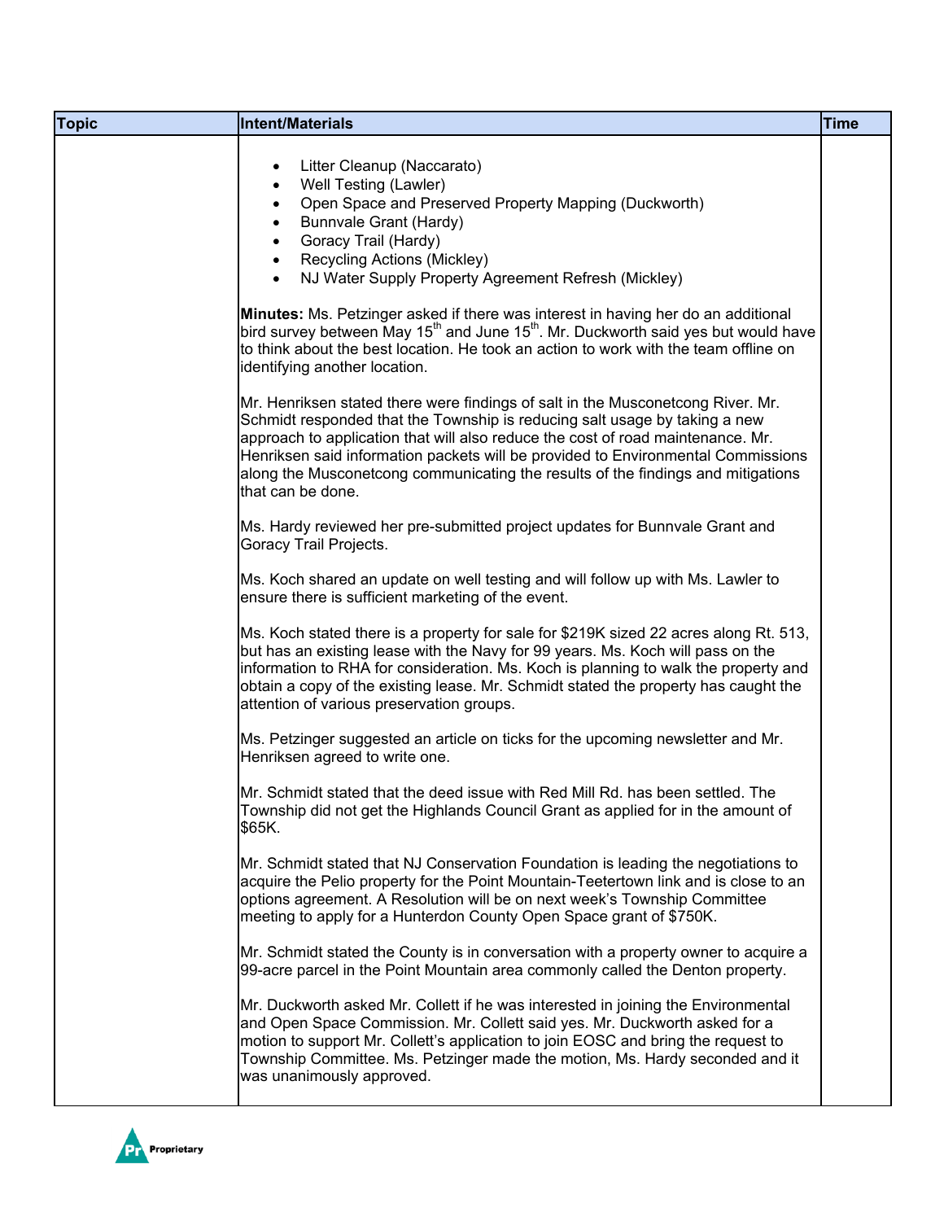| Topic | Intent/Materials | Time |
|---|---|---|
| | • Litter Cleanup (Naccarato)<br>• Well Testing (Lawler)<br>• Open Space and Preserved Property Mapping (Duckworth)<br>• Bunnvale Grant (Hardy)<br>• Goracy Trail (Hardy)<br>• Recycling Actions (Mickley)<br>• NJ Water Supply Property Agreement Refresh (Mickley)<br><br>**Minutes:** Ms. Petzinger asked if there was interest in having her do an additional bird survey between May 15th and June 15th. Mr. Duckworth said yes but would have to think about the best location. He took an action to work with the team offline on identifying another location.<br><br>Mr. Henriksen stated there were findings of salt in the Musconetcong River. Mr. Schmidt responded that the Township is reducing salt usage by taking a new approach to application that will also reduce the cost of road maintenance. Mr. Henriksen said information packets will be provided to Environmental Commissions along the Musconetcong communicating the results of the findings and mitigations that can be done.<br><br>Ms. Hardy reviewed her pre-submitted project updates for Bunnvale Grant and Goracy Trail Projects.<br><br>Ms. Koch shared an update on well testing and will follow up with Ms. Lawler to ensure there is sufficient marketing of the event.<br><br>Ms. Koch stated there is a property for sale for $219K sized 22 acres along Rt. 513, but has an existing lease with the Navy for 99 years. Ms. Koch will pass on the information to RHA for consideration. Ms. Koch is planning to walk the property and obtain a copy of the existing lease. Mr. Schmidt stated the property has caught the attention of various preservation groups.<br><br>Ms. Petzinger suggested an article on ticks for the upcoming newsletter and Mr. Henriksen agreed to write one.<br><br>Mr. Schmidt stated that the deed issue with Red Mill Rd. has been settled. The Township did not get the Highlands Council Grant as applied for in the amount of $65K.<br><br>Mr. Schmidt stated that NJ Conservation Foundation is leading the negotiations to acquire the Pelio property for the Point Mountain-Teetertown link and is close to an options agreement. A Resolution will be on next week's Township Committee meeting to apply for a Hunterdon County Open Space grant of $750K.<br><br>Mr. Schmidt stated the County is in conversation with a property owner to acquire a 99-acre parcel in the Point Mountain area commonly called the Denton property.<br><br>Mr. Duckworth asked Mr. Collett if he was interested in joining the Environmental and Open Space Commission. Mr. Collett said yes. Mr. Duckworth asked for a motion to support Mr. Collett's application to join EOSC and bring the request to Township Committee. Ms. Petzinger made the motion, Ms. Hardy seconded and it was unanimously approved. | |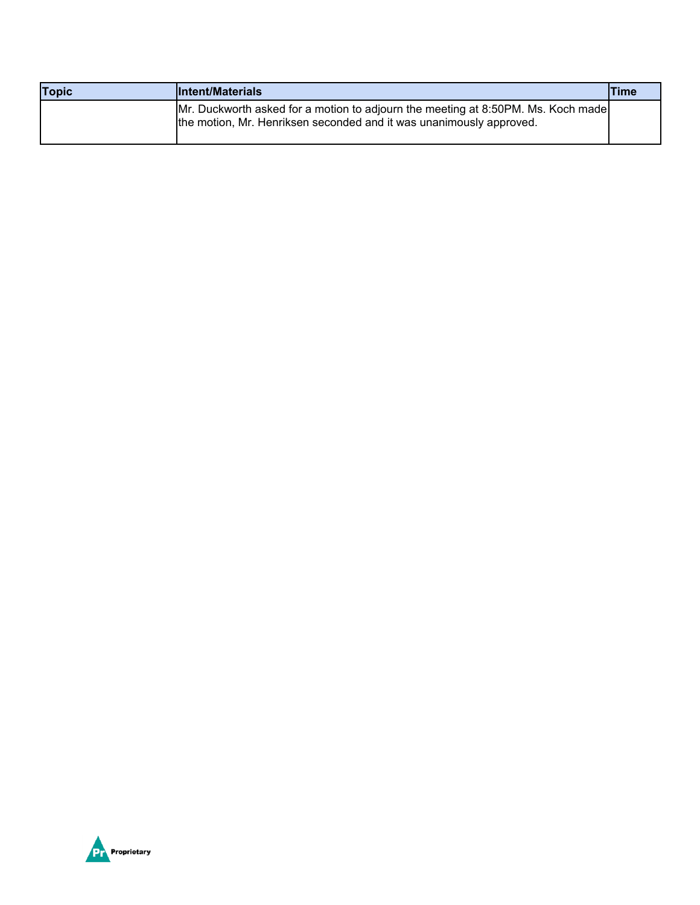| Topic | Intent/Materials | Time |
|---|---|---|
| | Mr. Duckworth asked for a motion to adjourn the meeting at 8:50PM. Ms. Koch made the motion, Mr. Henriksen seconded and it was unanimously approved. | |

Pr Proprietary